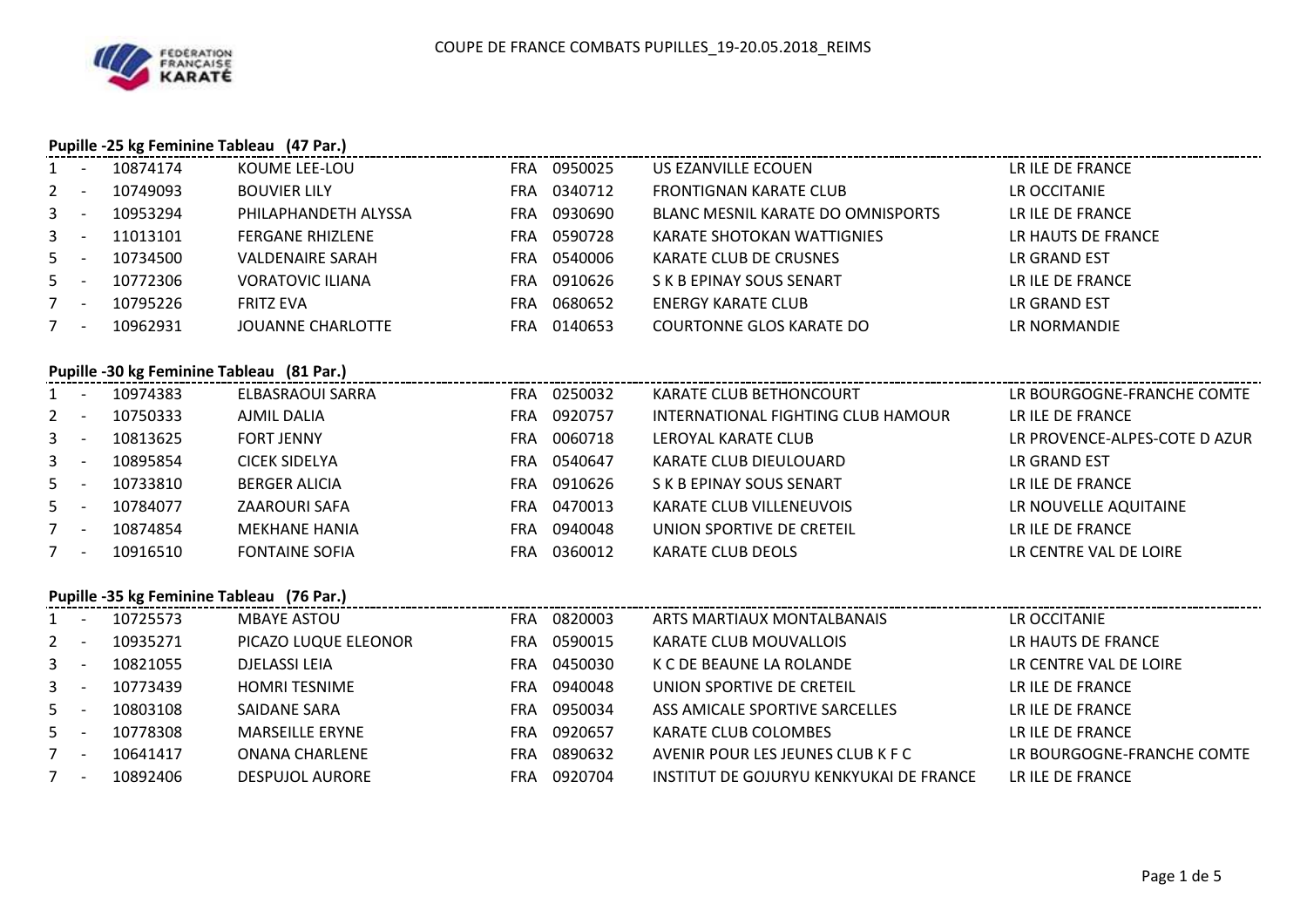# COUPE DE FRANCE COMBATS PUPILLES_19-20.05.2018_REIMS

## Pupille -25 kg Feminine Tableau (47 Par.)

| Rang | | Licence | Nom | Pays | Club N° | Club | Ligue |
|---|---|---|---|---|---|---|---|
| 1 | - | 10874174 | KOUME LEE-LOU | FRA | 0950025 | US EZANVILLE ECOUEN | LR ILE DE FRANCE |
| 2 | - | 10749093 | BOUVIER LILY | FRA | 0340712 | FRONTIGNAN KARATE CLUB | LR OCCITANIE |
| 3 | - | 10953294 | PHILAPHANDETH ALYSSA | FRA | 0930690 | BLANC MESNIL KARATE DO OMNISPORTS | LR ILE DE FRANCE |
| 3 | - | 11013101 | FERGANE RHIZLENE | FRA | 0590728 | KARATE SHOTOKAN WATTIGNIES | LR HAUTS DE FRANCE |
| 5 | - | 10734500 | VALDENAIRE SARAH | FRA | 0540006 | KARATE CLUB DE CRUSNES | LR GRAND EST |
| 5 | - | 10772306 | VORATOVIC ILIANA | FRA | 0910626 | S K B EPINAY SOUS SENART | LR ILE DE FRANCE |
| 7 | - | 10795226 | FRITZ EVA | FRA | 0680652 | ENERGY KARATE CLUB | LR GRAND EST |
| 7 | - | 10962931 | JOUANNE CHARLOTTE | FRA | 0140653 | COURTONNE GLOS KARATE DO | LR NORMANDIE |

## Pupille -30 kg Feminine Tableau (81 Par.)

| Rang | | Licence | Nom | Pays | Club N° | Club | Ligue |
|---|---|---|---|---|---|---|---|
| 1 | - | 10974383 | ELBASRAOUI SARRA | FRA | 0250032 | KARATE CLUB BETHONCOURT | LR BOURGOGNE-FRANCHE COMTE |
| 2 | - | 10750333 | AJMIL DALIA | FRA | 0920757 | INTERNATIONAL FIGHTING CLUB HAMOUR | LR ILE DE FRANCE |
| 3 | - | 10813625 | FORT JENNY | FRA | 0060718 | LEROYAL KARATE CLUB | LR PROVENCE-ALPES-COTE D AZUR |
| 3 | - | 10895854 | CICEK SIDELYA | FRA | 0540647 | KARATE CLUB DIEULOUARD | LR GRAND EST |
| 5 | - | 10733810 | BERGER ALICIA | FRA | 0910626 | S K B EPINAY SOUS SENART | LR ILE DE FRANCE |
| 5 | - | 10784077 | ZAAROURI SAFA | FRA | 0470013 | KARATE CLUB VILLENEUVOIS | LR NOUVELLE AQUITAINE |
| 7 | - | 10874854 | MEKHANE HANIA | FRA | 0940048 | UNION SPORTIVE DE CRETEIL | LR ILE DE FRANCE |
| 7 | - | 10916510 | FONTAINE SOFIA | FRA | 0360012 | KARATE CLUB DEOLS | LR CENTRE VAL DE LOIRE |

## Pupille -35 kg Feminine Tableau (76 Par.)

| Rang | | Licence | Nom | Pays | Club N° | Club | Ligue |
|---|---|---|---|---|---|---|---|
| 1 | - | 10725573 | MBAYE ASTOU | FRA | 0820003 | ARTS MARTIAUX MONTALBANAIS | LR OCCITANIE |
| 2 | - | 10935271 | PICAZO LUQUE ELEONOR | FRA | 0590015 | KARATE CLUB MOUVALLOIS | LR HAUTS DE FRANCE |
| 3 | - | 10821055 | DJELASSI LEIA | FRA | 0450030 | K C DE BEAUNE LA ROLANDE | LR CENTRE VAL DE LOIRE |
| 3 | - | 10773439 | HOMRI TESNIME | FRA | 0940048 | UNION SPORTIVE DE CRETEIL | LR ILE DE FRANCE |
| 5 | - | 10803108 | SAIDANE SARA | FRA | 0950034 | ASS AMICALE SPORTIVE SARCELLES | LR ILE DE FRANCE |
| 5 | - | 10778308 | MARSEILLE ERYNE | FRA | 0920657 | KARATE CLUB COLOMBES | LR ILE DE FRANCE |
| 7 | - | 10641417 | ONANA CHARLENE | FRA | 0890632 | AVENIR POUR LES JEUNES CLUB K F C | LR BOURGOGNE-FRANCHE COMTE |
| 7 | - | 10892406 | DESPUJOL AURORE | FRA | 0920704 | INSTITUT DE GOJURYU KENKYUKAI DE FRANCE | LR ILE DE FRANCE |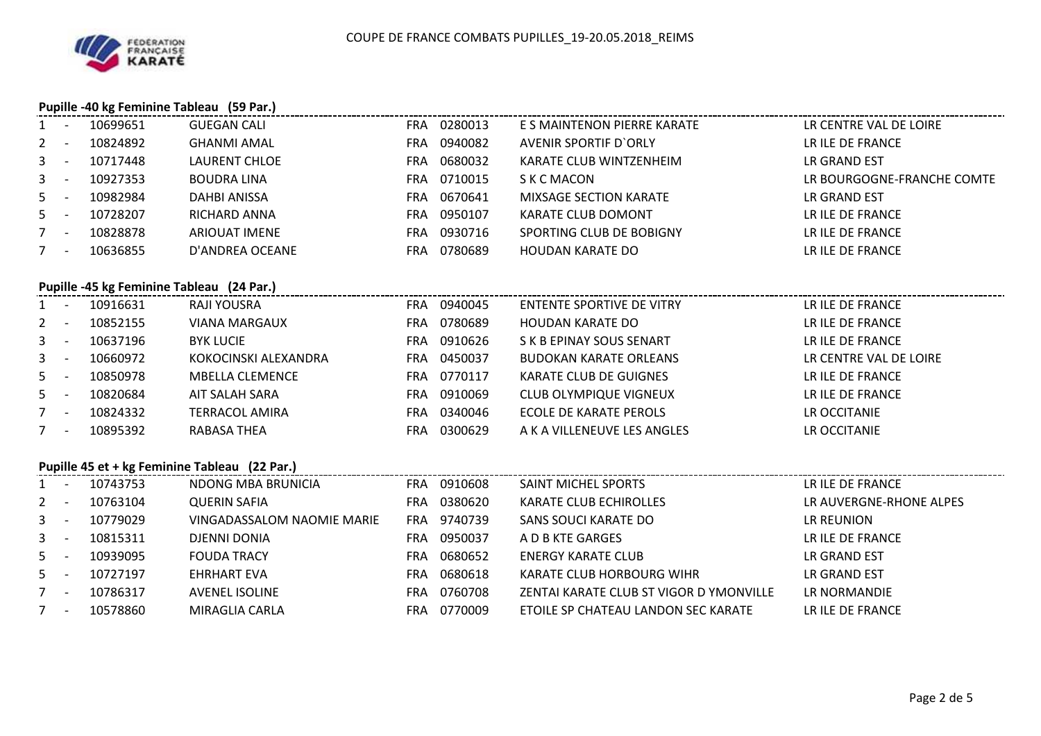COUPE DE FRANCE COMBATS PUPILLES_19-20.05.2018_REIMS

### Pupille -40 kg Feminine Tableau (59 Par.)

| Rang | Licence | Nom | Pays | Code | Club | Ligue |
|---|---|---|---|---|---|---|
| 1 - | 10699651 | GUEGAN CALI | FRA | 0280013 | E S MAINTENON PIERRE KARATE | LR CENTRE VAL DE LOIRE |
| 2 - | 10824892 | GHANMI AMAL | FRA | 0940082 | AVENIR SPORTIF D`ORLY | LR ILE DE FRANCE |
| 3 - | 10717448 | LAURENT CHLOE | FRA | 0680032 | KARATE CLUB WINTZENHEIM | LR GRAND EST |
| 3 - | 10927353 | BOUDRA LINA | FRA | 0710015 | S K C MACON | LR BOURGOGNE-FRANCHE COMTE |
| 5 - | 10982984 | DAHBI ANISSA | FRA | 0670641 | MIXSAGE SECTION KARATE | LR GRAND EST |
| 5 - | 10728207 | RICHARD ANNA | FRA | 0950107 | KARATE CLUB DOMONT | LR ILE DE FRANCE |
| 7 - | 10828878 | ARIOUAT IMENE | FRA | 0930716 | SPORTING CLUB DE BOBIGNY | LR ILE DE FRANCE |
| 7 - | 10636855 | D'ANDREA OCEANE | FRA | 0780689 | HOUDAN KARATE DO | LR ILE DE FRANCE |

### Pupille -45 kg Feminine Tableau (24 Par.)

| Rang | Licence | Nom | Pays | Code | Club | Ligue |
|---|---|---|---|---|---|---|
| 1 - | 10916631 | RAJI YOUSRA | FRA | 0940045 | ENTENTE SPORTIVE DE VITRY | LR ILE DE FRANCE |
| 2 - | 10852155 | VIANA MARGAUX | FRA | 0780689 | HOUDAN KARATE DO | LR ILE DE FRANCE |
| 3 - | 10637196 | BYK LUCIE | FRA | 0910626 | S K B EPINAY SOUS SENART | LR ILE DE FRANCE |
| 3 - | 10660972 | KOKOCINSKI ALEXANDRA | FRA | 0450037 | BUDOKAN KARATE ORLEANS | LR CENTRE VAL DE LOIRE |
| 5 - | 10850978 | MBELLA CLEMENCE | FRA | 0770117 | KARATE CLUB DE GUIGNES | LR ILE DE FRANCE |
| 5 - | 10820684 | AIT SALAH SARA | FRA | 0910069 | CLUB OLYMPIQUE VIGNEUX | LR ILE DE FRANCE |
| 7 - | 10824332 | TERRACOL AMIRA | FRA | 0340046 | ECOLE DE KARATE PEROLS | LR OCCITANIE |
| 7 - | 10895392 | RABASA THEA | FRA | 0300629 | A K A VILLENEUVE LES ANGLES | LR OCCITANIE |

### Pupille 45 et + kg Feminine Tableau (22 Par.)

| Rang | Licence | Nom | Pays | Code | Club | Ligue |
|---|---|---|---|---|---|---|
| 1 - | 10743753 | NDONG MBA BRUNICIA | FRA | 0910608 | SAINT MICHEL SPORTS | LR ILE DE FRANCE |
| 2 - | 10763104 | QUERIN SAFIA | FRA | 0380620 | KARATE CLUB ECHIROLLES | LR AUVERGNE-RHONE ALPES |
| 3 - | 10779029 | VINGADASSALOM NAOMIE MARIE | FRA | 9740739 | SANS SOUCI KARATE DO | LR REUNION |
| 3 - | 10815311 | DJENNI DONIA | FRA | 0950037 | A D B KTE GARGES | LR ILE DE FRANCE |
| 5 - | 10939095 | FOUDA TRACY | FRA | 0680652 | ENERGY KARATE CLUB | LR GRAND EST |
| 5 - | 10727197 | EHRHART EVA | FRA | 0680618 | KARATE CLUB HORBOURG WIHR | LR GRAND EST |
| 7 - | 10786317 | AVENEL ISOLINE | FRA | 0760708 | ZENTAI KARATE CLUB ST VIGOR D YMONVILLE | LR NORMANDIE |
| 7 - | 10578860 | MIRAGLIA CARLA | FRA | 0770009 | ETOILE SP CHATEAU LANDON SEC KARATE | LR ILE DE FRANCE |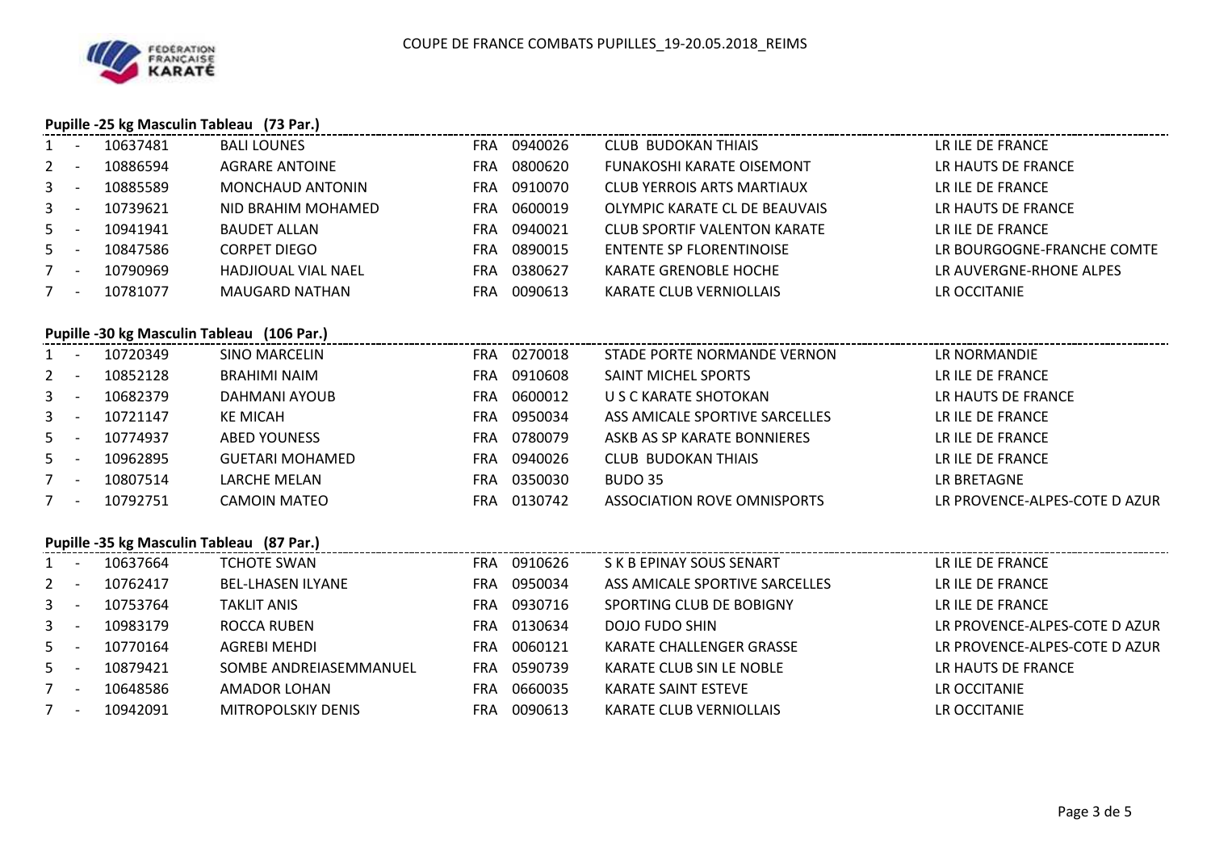COUPE DE FRANCE COMBATS PUPILLES_19-20.05.2018_REIMS

### Pupille -25 kg Masculin Tableau (73 Par.)

| | | | | | | | |
|---|---|---|---|---|---|---|---|
| 1 | - | 10637481 | BALI LOUNES | FRA | 0940026 | CLUB BUDOKAN THIAIS | LR ILE DE FRANCE |
| 2 | - | 10886594 | AGRARE ANTOINE | FRA | 0800620 | FUNAKOSHI KARATE OISEMONT | LR HAUTS DE FRANCE |
| 3 | - | 10885589 | MONCHAUD ANTONIN | FRA | 0910070 | CLUB YERROIS ARTS MARTIAUX | LR ILE DE FRANCE |
| 3 | - | 10739621 | NID BRAHIM MOHAMED | FRA | 0600019 | OLYMPIC KARATE CL DE BEAUVAIS | LR HAUTS DE FRANCE |
| 5 | - | 10941941 | BAUDET ALLAN | FRA | 0940021 | CLUB SPORTIF VALENTON KARATE | LR ILE DE FRANCE |
| 5 | - | 10847586 | CORPET DIEGO | FRA | 0890015 | ENTENTE SP FLORENTINOISE | LR BOURGOGNE-FRANCHE COMTE |
| 7 | - | 10790969 | HADJIOUAL VIAL NAEL | FRA | 0380627 | KARATE GRENOBLE HOCHE | LR AUVERGNE-RHONE ALPES |
| 7 | - | 10781077 | MAUGARD NATHAN | FRA | 0090613 | KARATE CLUB VERNIOLLAIS | LR OCCITANIE |

### Pupille -30 kg Masculin Tableau (106 Par.)

| | | | | | | | |
|---|---|---|---|---|---|---|---|
| 1 | - | 10720349 | SINO MARCELIN | FRA | 0270018 | STADE PORTE NORMANDE VERNON | LR NORMANDIE |
| 2 | - | 10852128 | BRAHIMI NAIM | FRA | 0910608 | SAINT MICHEL SPORTS | LR ILE DE FRANCE |
| 3 | - | 10682379 | DAHMANI AYOUB | FRA | 0600012 | U S C KARATE SHOTOKAN | LR HAUTS DE FRANCE |
| 3 | - | 10721147 | KE MICAH | FRA | 0950034 | ASS AMICALE SPORTIVE SARCELLES | LR ILE DE FRANCE |
| 5 | - | 10774937 | ABED YOUNESS | FRA | 0780079 | ASKB AS SP KARATE BONNIERES | LR ILE DE FRANCE |
| 5 | - | 10962895 | GUETARI MOHAMED | FRA | 0940026 | CLUB BUDOKAN THIAIS | LR ILE DE FRANCE |
| 7 | - | 10807514 | LARCHE MELAN | FRA | 0350030 | BUDO 35 | LR BRETAGNE |
| 7 | - | 10792751 | CAMOIN MATEO | FRA | 0130742 | ASSOCIATION ROVE OMNISPORTS | LR PROVENCE-ALPES-COTE D AZUR |

### Pupille -35 kg Masculin Tableau (87 Par.)

| | | | | | | | |
|---|---|---|---|---|---|---|---|
| 1 | - | 10637664 | TCHOTE SWAN | FRA | 0910626 | S K B EPINAY SOUS SENART | LR ILE DE FRANCE |
| 2 | - | 10762417 | BEL-LHASEN ILYANE | FRA | 0950034 | ASS AMICALE SPORTIVE SARCELLES | LR ILE DE FRANCE |
| 3 | - | 10753764 | TAKLIT ANIS | FRA | 0930716 | SPORTING CLUB DE BOBIGNY | LR ILE DE FRANCE |
| 3 | - | 10983179 | ROCCA RUBEN | FRA | 0130634 | DOJO FUDO SHIN | LR PROVENCE-ALPES-COTE D AZUR |
| 5 | - | 10770164 | AGREBI MEHDI | FRA | 0060121 | KARATE CHALLENGER GRASSE | LR PROVENCE-ALPES-COTE D AZUR |
| 5 | - | 10879421 | SOMBE ANDREIASEMMANUEL | FRA | 0590739 | KARATE CLUB SIN LE NOBLE | LR HAUTS DE FRANCE |
| 7 | - | 10648586 | AMADOR LOHAN | FRA | 0660035 | KARATE SAINT ESTEVE | LR OCCITANIE |
| 7 | - | 10942091 | MITROPOLSKIY DENIS | FRA | 0090613 | KARATE CLUB VERNIOLLAIS | LR OCCITANIE |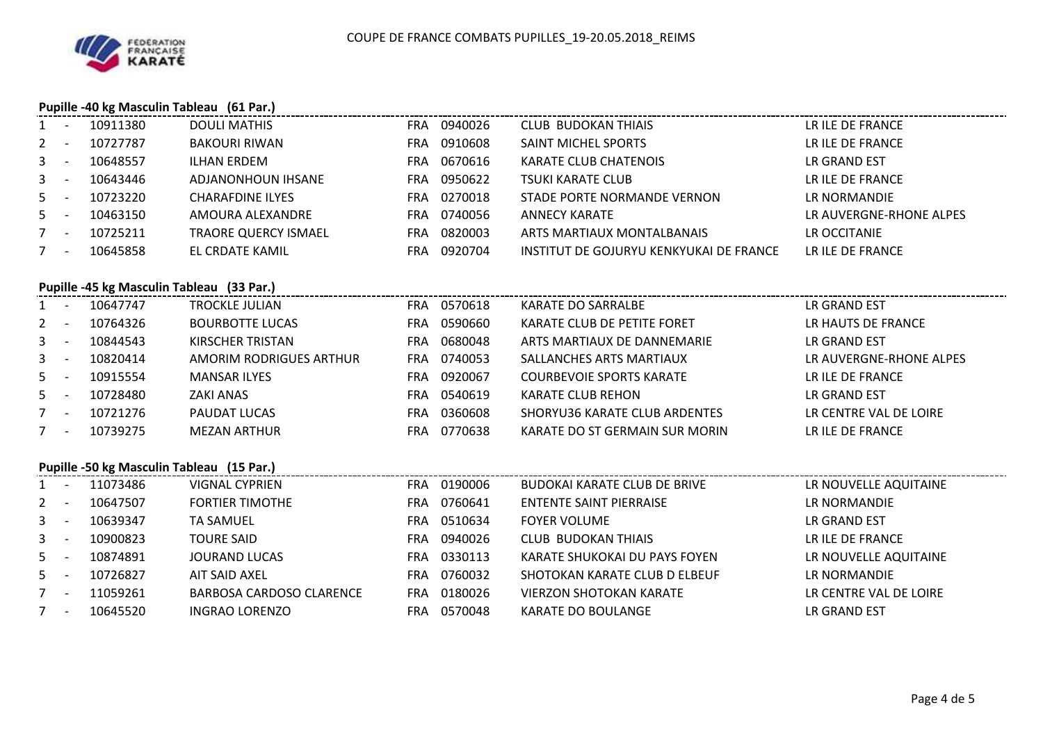COUPE DE FRANCE COMBATS PUPILLES_19-20.05.2018_REIMS

### Pupille -40 kg Masculin Tableau (61 Par.)

| Rang | Licence | Nom | Pays | Club N° | Club | Ligue |
|---|---|---|---|---|---|---|
| 1 - | 10911380 | DOULI MATHIS | FRA | 0940026 | CLUB BUDOKAN THIAIS | LR ILE DE FRANCE |
| 2 - | 10727787 | BAKOURI RIWAN | FRA | 0910608 | SAINT MICHEL SPORTS | LR ILE DE FRANCE |
| 3 - | 10648557 | ILHAN ERDEM | FRA | 0670616 | KARATE CLUB CHATENOIS | LR GRAND EST |
| 3 - | 10643446 | ADJANONHOUN IHSANE | FRA | 0950622 | TSUKI KARATE CLUB | LR ILE DE FRANCE |
| 5 - | 10723220 | CHARAFDINE ILYES | FRA | 0270018 | STADE PORTE NORMANDE VERNON | LR NORMANDIE |
| 5 - | 10463150 | AMOURA ALEXANDRE | FRA | 0740056 | ANNECY KARATE | LR AUVERGNE-RHONE ALPES |
| 7 - | 10725211 | TRAORE QUERCY ISMAEL | FRA | 0820003 | ARTS MARTIAUX MONTALBANAIS | LR OCCITANIE |
| 7 - | 10645858 | EL CRDATE KAMIL | FRA | 0920704 | INSTITUT DE GOJURYU KENKYUKAI DE FRANCE | LR ILE DE FRANCE |

### Pupille -45 kg Masculin Tableau (33 Par.)

| Rang | Licence | Nom | Pays | Club N° | Club | Ligue |
|---|---|---|---|---|---|---|
| 1 - | 10647747 | TROCKLE JULIAN | FRA | 0570618 | KARATE DO SARRALBE | LR GRAND EST |
| 2 - | 10764326 | BOURBOTTE LUCAS | FRA | 0590660 | KARATE CLUB DE PETITE FORET | LR HAUTS DE FRANCE |
| 3 - | 10844543 | KIRSCHER TRISTAN | FRA | 0680048 | ARTS MARTIAUX DE DANNEMARIE | LR GRAND EST |
| 3 - | 10820414 | AMORIM RODRIGUES ARTHUR | FRA | 0740053 | SALLANCHES ARTS MARTIAUX | LR AUVERGNE-RHONE ALPES |
| 5 - | 10915554 | MANSAR ILYES | FRA | 0920067 | COURBEVOIE SPORTS KARATE | LR ILE DE FRANCE |
| 5 - | 10728480 | ZAKI ANAS | FRA | 0540619 | KARATE CLUB REHON | LR GRAND EST |
| 7 - | 10721276 | PAUDAT LUCAS | FRA | 0360608 | SHORYU36 KARATE CLUB ARDENTES | LR CENTRE VAL DE LOIRE |
| 7 - | 10739275 | MEZAN ARTHUR | FRA | 0770638 | KARATE DO ST GERMAIN SUR MORIN | LR ILE DE FRANCE |

### Pupille -50 kg Masculin Tableau (15 Par.)

| Rang | Licence | Nom | Pays | Club N° | Club | Ligue |
|---|---|---|---|---|---|---|
| 1 - | 11073486 | VIGNAL CYPRIEN | FRA | 0190006 | BUDOKAI KARATE CLUB DE BRIVE | LR NOUVELLE AQUITAINE |
| 2 - | 10647507 | FORTIER TIMOTHE | FRA | 0760641 | ENTENTE SAINT PIERRAISE | LR NORMANDIE |
| 3 - | 10639347 | TA SAMUEL | FRA | 0510634 | FOYER VOLUME | LR GRAND EST |
| 3 - | 10900823 | TOURE SAID | FRA | 0940026 | CLUB BUDOKAN THIAIS | LR ILE DE FRANCE |
| 5 - | 10874891 | JOURAND LUCAS | FRA | 0330113 | KARATE SHUKOKAI DU PAYS FOYEN | LR NOUVELLE AQUITAINE |
| 5 - | 10726827 | AIT SAID AXEL | FRA | 0760032 | SHOTOKAN KARATE CLUB D ELBEUF | LR NORMANDIE |
| 7 - | 11059261 | BARBOSA CARDOSO CLARENCE | FRA | 0180026 | VIERZON SHOTOKAN KARATE | LR CENTRE VAL DE LOIRE |
| 7 - | 10645520 | INGRAO LORENZO | FRA | 0570048 | KARATE DO BOULANGE | LR GRAND EST |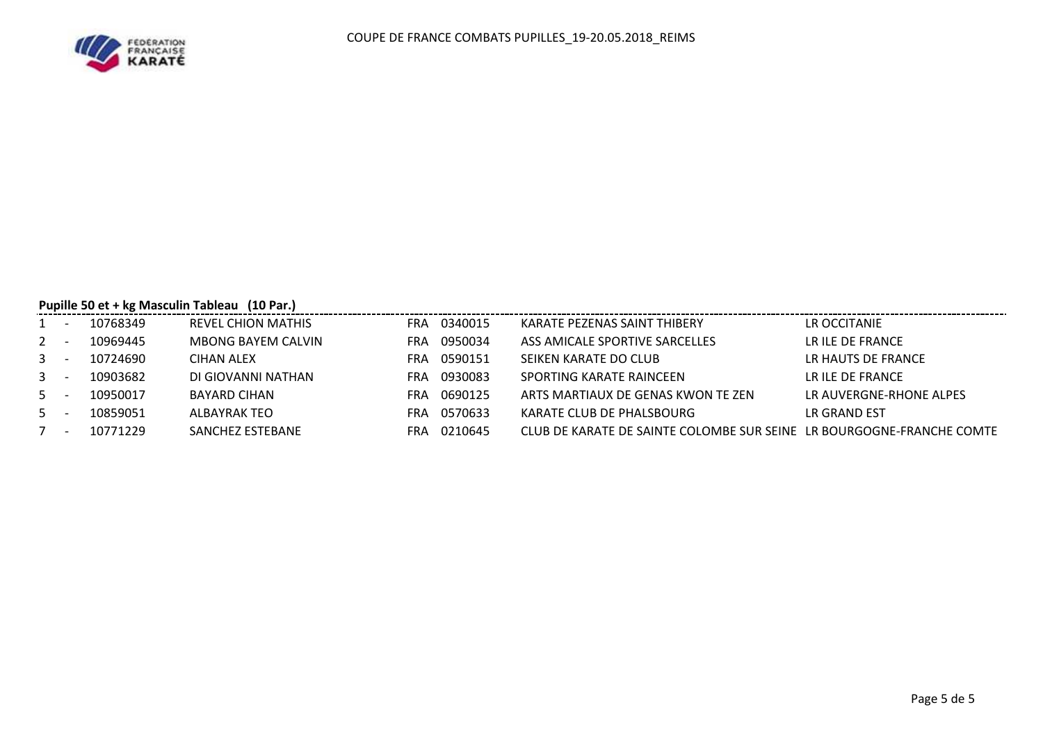**Pupille 50 et + kg Masculin Tableau (10 Par.)**

| | | | | | | | |
|---|---|---|---|---|---|---|---|
| 1 | - | 10768349 | REVEL CHION MATHIS | FRA | 0340015 | KARATE PEZENAS SAINT THIBERY | LR OCCITANIE |
| 2 | - | 10969445 | MBONG BAYEM CALVIN | FRA | 0950034 | ASS AMICALE SPORTIVE SARCELLES | LR ILE DE FRANCE |
| 3 | - | 10724690 | CIHAN ALEX | FRA | 0590151 | SEIKEN KARATE DO CLUB | LR HAUTS DE FRANCE |
| 3 | - | 10903682 | DI GIOVANNI NATHAN | FRA | 0930083 | SPORTING KARATE RAINCEEN | LR ILE DE FRANCE |
| 5 | - | 10950017 | BAYARD CIHAN | FRA | 0690125 | ARTS MARTIAUX DE GENAS KWON TE ZEN | LR AUVERGNE-RHONE ALPES |
| 5 | - | 10859051 | ALBAYRAK TEO | FRA | 0570633 | KARATE CLUB DE PHALSBOURG | LR GRAND EST |
| 7 | - | 10771229 | SANCHEZ ESTEBANE | FRA | 0210645 | CLUB DE KARATE DE SAINTE COLOMBE SUR SEINE | LR BOURGOGNE-FRANCHE COMTE |